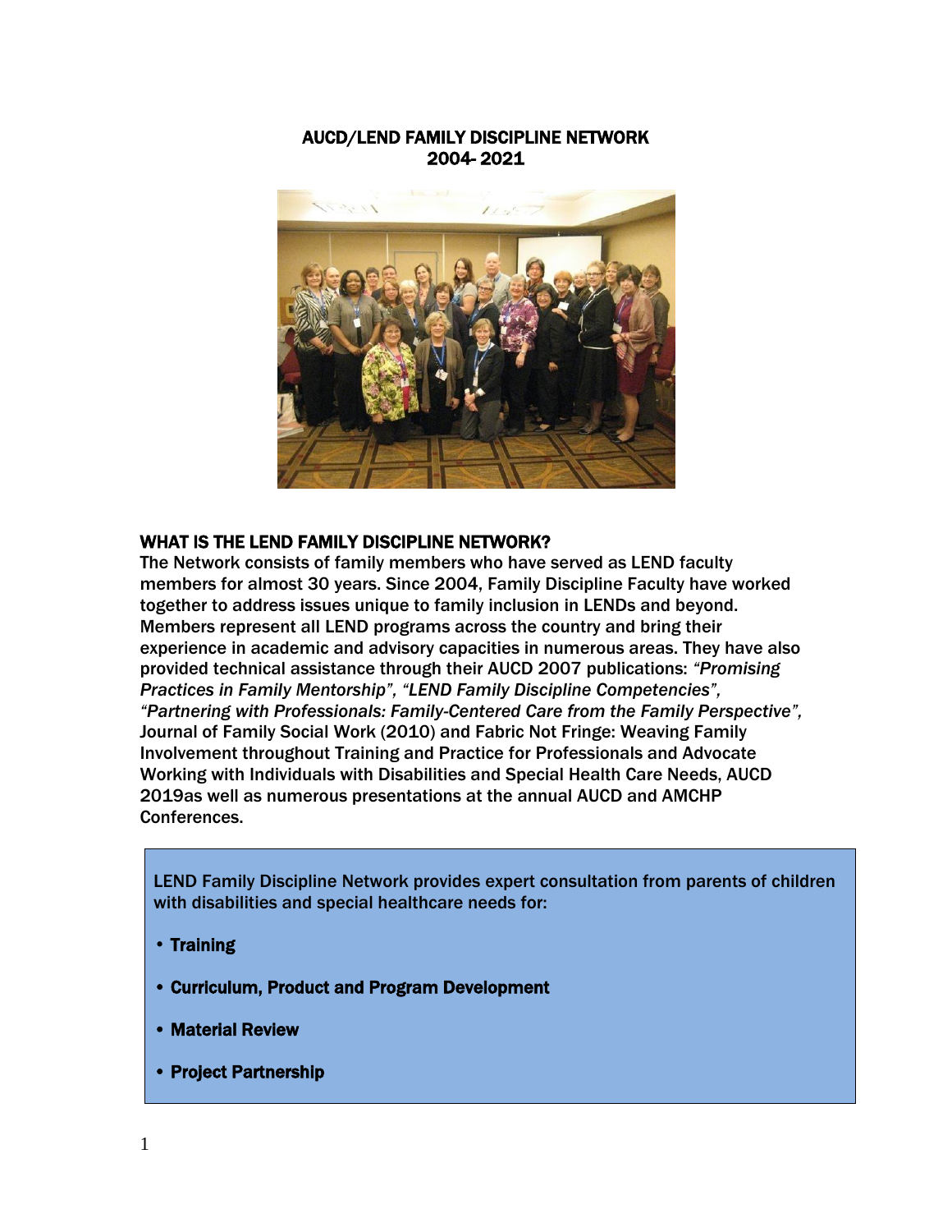# AUCD/LEND FAMILY DISCIPLINE NETWORK
# 2004- 2021

## WHAT IS THE LEND FAMILY DISCIPLINE NETWORK?

The Network consists of family members who have served as LEND faculty members for almost 30 years. Since 2004, Family Discipline Faculty have worked together to address issues unique to family inclusion in LENDs and beyond. Members represent all LEND programs across the country and bring their experience in academic and advisory capacities in numerous areas. They have also provided technical assistance through their AUCD 2007 publications: *"Promising Practices in Family Mentorship", "LEND Family Discipline Competencies", "Partnering with Professionals: Family-Centered Care from the Family Perspective",* Journal of Family Social Work (2010) and Fabric Not Fringe: Weaving Family Involvement throughout Training and Practice for Professionals and Advocate Working with Individuals with Disabilities and Special Health Care Needs, AUCD 2019as well as numerous presentations at the annual AUCD and AMCHP Conferences.

LEND Family Discipline Network provides expert consultation from parents of children with disabilities and special healthcare needs for:

- **Training**
- **Curriculum, Product and Program Development**
- **Material Review**
- **Project Partnership**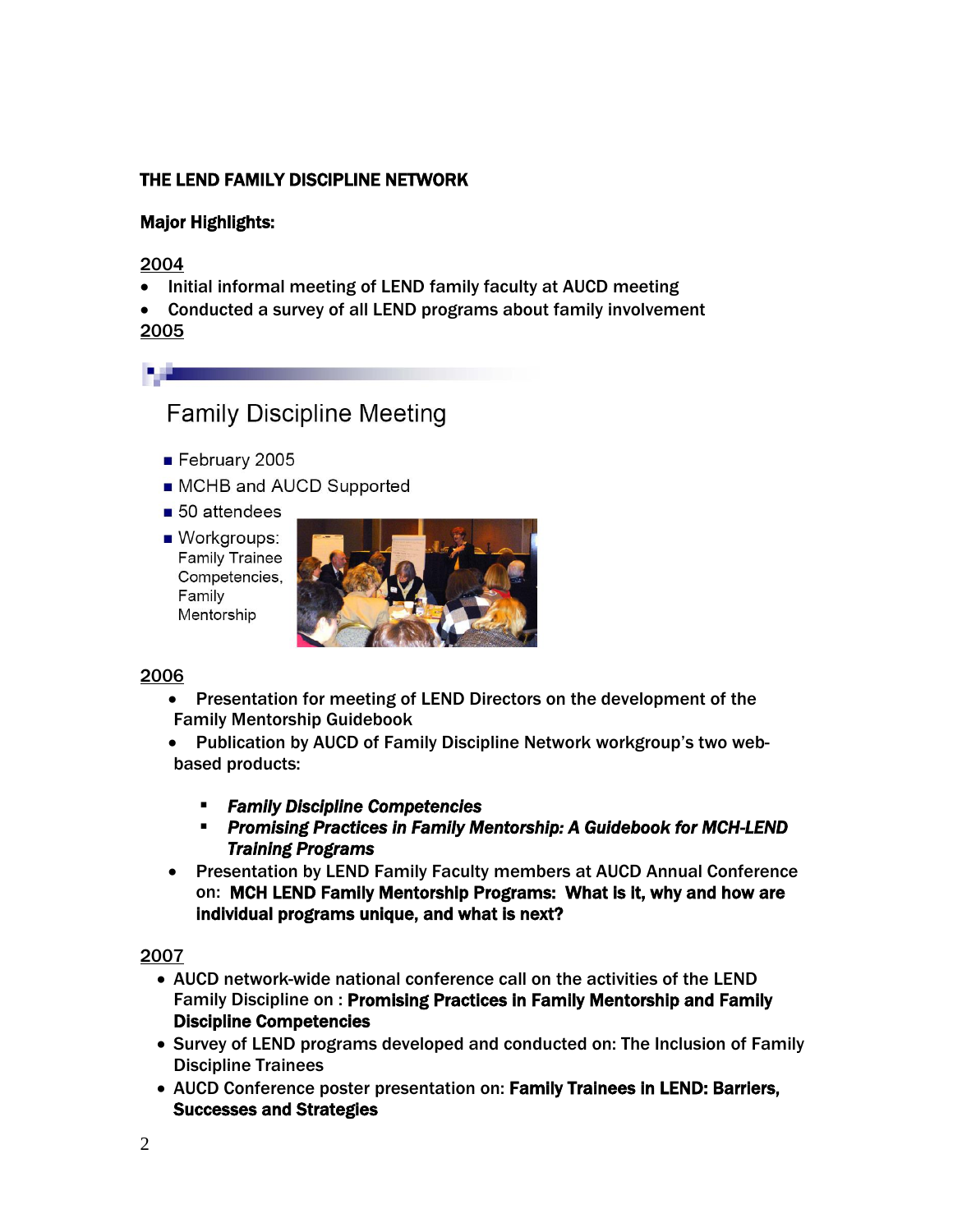**THE LEND FAMILY DISCIPLINE NETWORK**

**Major Highlights:**

2004

- Initial informal meeting of LEND family faculty at AUCD meeting
- Conducted a survey of all LEND programs about family involvement

2005

Family Discipline Meeting

- February 2005
- MCHB and AUCD Supported
- 50 attendees
- Workgroups: Family Trainee Competencies, Family Mentorship

2006

- Presentation for meeting of LEND Directors on the development of the Family Mentorship Guidebook
- Publication by AUCD of Family Discipline Network workgroup's two web-based products:
    - ***Family Discipline Competencies***
    - ***Promising Practices in Family Mentorship: A Guidebook for MCH-LEND Training Programs***
- Presentation by LEND Family Faculty members at AUCD Annual Conference on: **MCH LEND Family Mentorship Programs: What is it, why and how are individual programs unique, and what is next?**

2007

- AUCD network-wide national conference call on the activities of the LEND Family Discipline on : **Promising Practices in Family Mentorship and Family Discipline Competencies**
- Survey of LEND programs developed and conducted on: The Inclusion of Family Discipline Trainees
- AUCD Conference poster presentation on: **Family Trainees in LEND: Barriers, Successes and Strategies**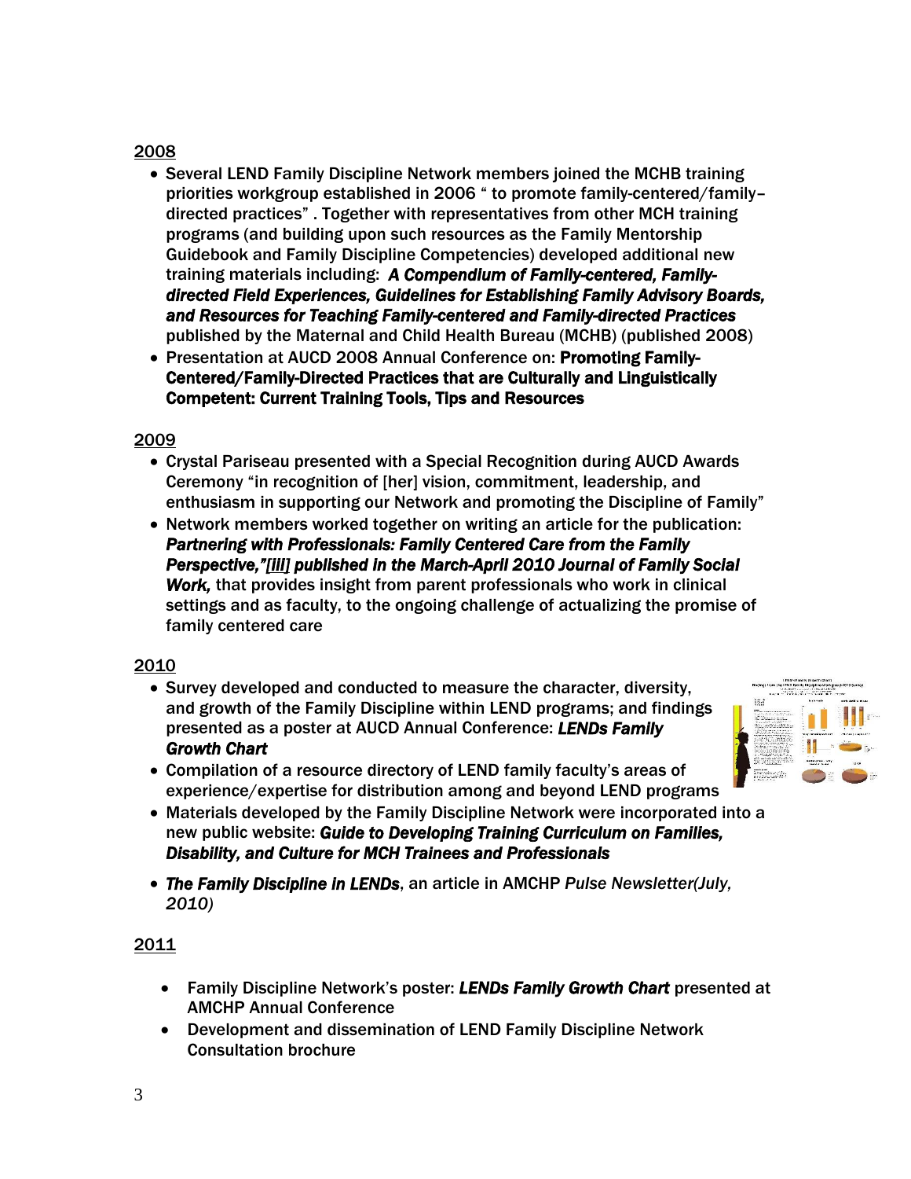2008

- Several LEND Family Discipline Network members joined the MCHB training priorities workgroup established in 2006 " to promote family-centered/family–directed practices" . Together with representatives from other MCH training programs (and building upon such resources as the Family Mentorship Guidebook and Family Discipline Competencies) developed additional new training materials including: ***A Compendium of Family-centered, Family-directed Field Experiences, Guidelines for Establishing Family Advisory Boards, and Resources for Teaching Family-centered and Family-directed Practices*** published by the Maternal and Child Health Bureau (MCHB) (published 2008)
- Presentation at AUCD 2008 Annual Conference on: **Promoting Family-Centered/Family-Directed Practices that are Culturally and Linguistically Competent: Current Training Tools, Tips and Resources**

2009

- Crystal Pariseau presented with a Special Recognition during AUCD Awards Ceremony "in recognition of [her] vision, commitment, leadership, and enthusiasm in supporting our Network and promoting the Discipline of Family"
- Network members worked together on writing an article for the publication: ***Partnering with Professionals: Family Centered Care from the Family Perspective,"[iii] published in the March-April 2010 Journal of Family Social Work,*** that provides insight from parent professionals who work in clinical settings and as faculty, to the ongoing challenge of actualizing the promise of family centered care

2010

- Survey developed and conducted to measure the character, diversity, and growth of the Family Discipline within LEND programs; and findings presented as a poster at AUCD Annual Conference: ***LENDs Family Growth Chart***
- Compilation of a resource directory of LEND family faculty's areas of experience/expertise for distribution among and beyond LEND programs
- Materials developed by the Family Discipline Network were incorporated into a new public website: ***Guide to Developing Training Curriculum on Families, Disability, and Culture for MCH Trainees and Professionals***
- ***The Family Discipline in LENDs***, an article in AMCHP *Pulse Newsletter(July, 2010)*

2011

- Family Discipline Network's poster: ***LENDs Family Growth Chart*** presented at AMCHP Annual Conference
- Development and dissemination of LEND Family Discipline Network Consultation brochure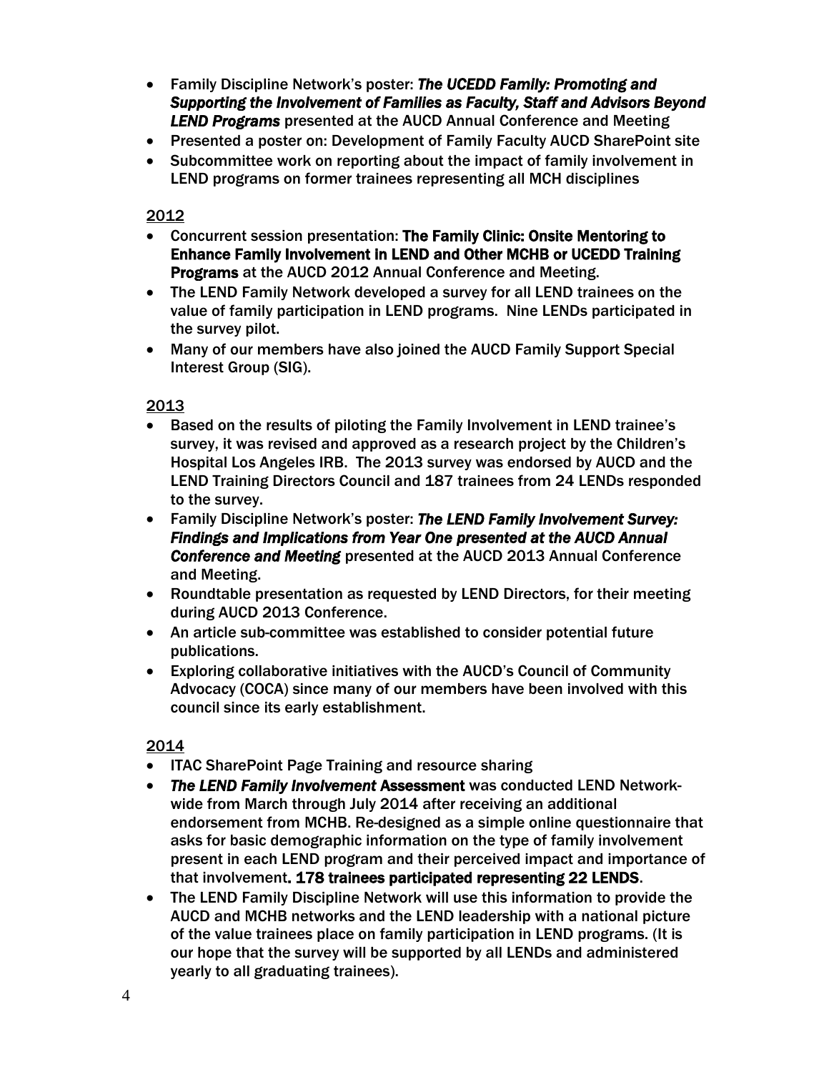- Family Discipline Network's poster: ***The UCEDD Family: Promoting and Supporting the Involvement of Families as Faculty, Staff and Advisors Beyond LEND Programs*** presented at the AUCD Annual Conference and Meeting
- Presented a poster on: Development of Family Faculty AUCD SharePoint site
- Subcommittee work on reporting about the impact of family involvement in LEND programs on former trainees representing all MCH disciplines

2012

- Concurrent session presentation: **The Family Clinic: Onsite Mentoring to Enhance Family Involvement in LEND and Other MCHB or UCEDD Training Programs** at the AUCD 2012 Annual Conference and Meeting.
- The LEND Family Network developed a survey for all LEND trainees on the value of family participation in LEND programs. Nine LENDs participated in the survey pilot.
- Many of our members have also joined the AUCD Family Support Special Interest Group (SIG).

2013

- Based on the results of piloting the Family Involvement in LEND trainee's survey, it was revised and approved as a research project by the Children's Hospital Los Angeles IRB. The 2013 survey was endorsed by AUCD and the LEND Training Directors Council and 187 trainees from 24 LENDs responded to the survey.
- Family Discipline Network's poster: ***The LEND Family Involvement Survey: Findings and Implications from Year One presented at the AUCD Annual Conference and Meeting*** presented at the AUCD 2013 Annual Conference and Meeting.
- Roundtable presentation as requested by LEND Directors, for their meeting during AUCD 2013 Conference.
- An article sub-committee was established to consider potential future publications.
- Exploring collaborative initiatives with the AUCD's Council of Community Advocacy (COCA) since many of our members have been involved with this council since its early establishment.

2014

- ITAC SharePoint Page Training and resource sharing
- ***The LEND Family Involvement* Assessment** was conducted LEND Network-wide from March through July 2014 after receiving an additional endorsement from MCHB. Re-designed as a simple online questionnaire that asks for basic demographic information on the type of family involvement present in each LEND program and their perceived impact and importance of that involvement**. 178 trainees participated representing 22 LENDS**.
- The LEND Family Discipline Network will use this information to provide the AUCD and MCHB networks and the LEND leadership with a national picture of the value trainees place on family participation in LEND programs. (It is our hope that the survey will be supported by all LENDs and administered yearly to all graduating trainees).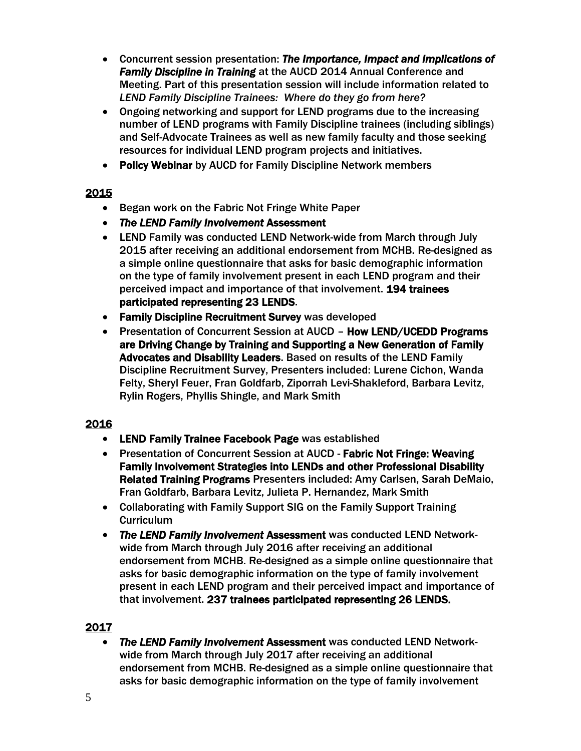- Concurrent session presentation: ***The Importance, Impact and Implications of Family Discipline in Training*** at the AUCD 2014 Annual Conference and Meeting. Part of this presentation session will include information related to *LEND Family Discipline Trainees: Where do they go from here?*
- Ongoing networking and support for LEND programs due to the increasing number of LEND programs with Family Discipline trainees (including siblings) and Self-Advocate Trainees as well as new family faculty and those seeking resources for individual LEND program projects and initiatives.
- **Policy Webinar** by AUCD for Family Discipline Network members

## 2015

- Began work on the Fabric Not Fringe White Paper
- ***The LEND Family Involvement*** **Assessment**
- LEND Family was conducted LEND Network-wide from March through July 2015 after receiving an additional endorsement from MCHB. Re-designed as a simple online questionnaire that asks for basic demographic information on the type of family involvement present in each LEND program and their perceived impact and importance of that involvement. **194 trainees participated representing 23 LENDS**.
- **Family Discipline Recruitment Survey** was developed
- Presentation of Concurrent Session at AUCD – **How LEND/UCEDD Programs are Driving Change by Training and Supporting a New Generation of Family Advocates and Disability Leaders**. Based on results of the LEND Family Discipline Recruitment Survey, Presenters included: Lurene Cichon, Wanda Felty, Sheryl Feuer, Fran Goldfarb, Ziporrah Levi-Shakleford, Barbara Levitz, Rylin Rogers, Phyllis Shingle, and Mark Smith

## 2016

- **LEND Family Trainee Facebook Page** was established
- Presentation of Concurrent Session at AUCD - **Fabric Not Fringe: Weaving Family Involvement Strategies into LENDs and other Professional Disability Related Training Programs** Presenters included: Amy Carlsen, Sarah DeMaio, Fran Goldfarb, Barbara Levitz, Julieta P. Hernandez, Mark Smith
- Collaborating with Family Support SIG on the Family Support Training Curriculum
- ***The LEND Family Involvement*** **Assessment** was conducted LEND Network-wide from March through July 2016 after receiving an additional endorsement from MCHB. Re-designed as a simple online questionnaire that asks for basic demographic information on the type of family involvement present in each LEND program and their perceived impact and importance of that involvement. **237 trainees participated representing 26 LENDS.**

## 2017

- ***The LEND Family Involvement*** **Assessment** was conducted LEND Network-wide from March through July 2017 after receiving an additional endorsement from MCHB. Re-designed as a simple online questionnaire that asks for basic demographic information on the type of family involvement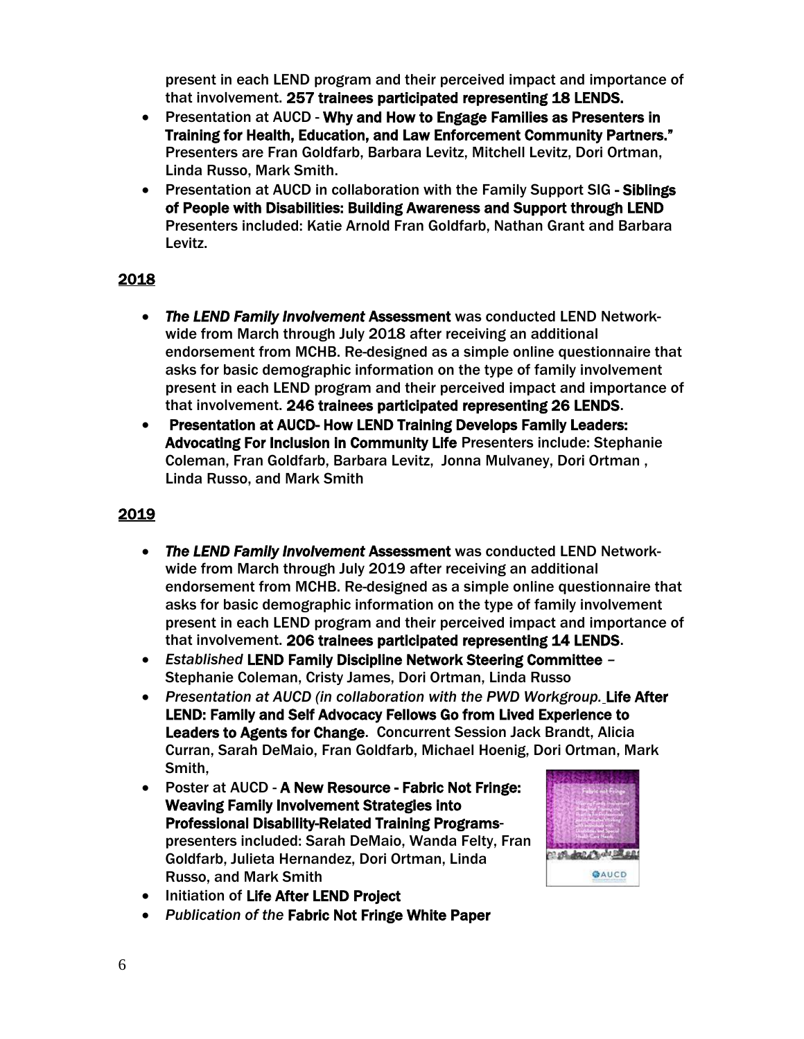present in each LEND program and their perceived impact and importance of that involvement. **257 trainees participated representing 18 LENDS.**

- Presentation at AUCD - **Why and How to Engage Families as Presenters in Training for Health, Education, and Law Enforcement Community Partners."** Presenters are Fran Goldfarb, Barbara Levitz, Mitchell Levitz, Dori Ortman, Linda Russo, Mark Smith.
- Presentation at AUCD in collaboration with the Family Support SIG - **Siblings of People with Disabilities: Building Awareness and Support through LEND** Presenters included: Katie Arnold Fran Goldfarb, Nathan Grant and Barbara Levitz.

## 2018

- ***The LEND Family Involvement* Assessment** was conducted LEND Network-wide from March through July 2018 after receiving an additional endorsement from MCHB. Re-designed as a simple online questionnaire that asks for basic demographic information on the type of family involvement present in each LEND program and their perceived impact and importance of that involvement. **246 trainees participated representing 26 LENDS**.
- **Presentation at AUCD- How LEND Training Develops Family Leaders: Advocating For Inclusion in Community Life** Presenters include: Stephanie Coleman, Fran Goldfarb, Barbara Levitz, Jonna Mulvaney, Dori Ortman , Linda Russo, and Mark Smith

## 2019

- ***The LEND Family Involvement* Assessment** was conducted LEND Network-wide from March through July 2019 after receiving an additional endorsement from MCHB. Re-designed as a simple online questionnaire that asks for basic demographic information on the type of family involvement present in each LEND program and their perceived impact and importance of that involvement. **206 trainees participated representing 14 LENDS**.
- *Established* **LEND Family Discipline Network Steering Committee** – Stephanie Coleman, Cristy James, Dori Ortman, Linda Russo
- *Presentation at AUCD (in collaboration with the PWD Workgroup.* **Life After LEND: Family and Self Advocacy Fellows Go from Lived Experience to Leaders to Agents for Change**. Concurrent Session Jack Brandt, Alicia Curran, Sarah DeMaio, Fran Goldfarb, Michael Hoenig, Dori Ortman, Mark Smith,
- Poster at AUCD - **A New Resource - Fabric Not Fringe: Weaving Family Involvement Strategies into Professional Disability-Related Training Programs**- presenters included: Sarah DeMaio, Wanda Felty, Fran Goldfarb, Julieta Hernandez, Dori Ortman, Linda Russo, and Mark Smith
- Initiation of **Life After LEND Project**
- *Publication of the* **Fabric Not Fringe White Paper**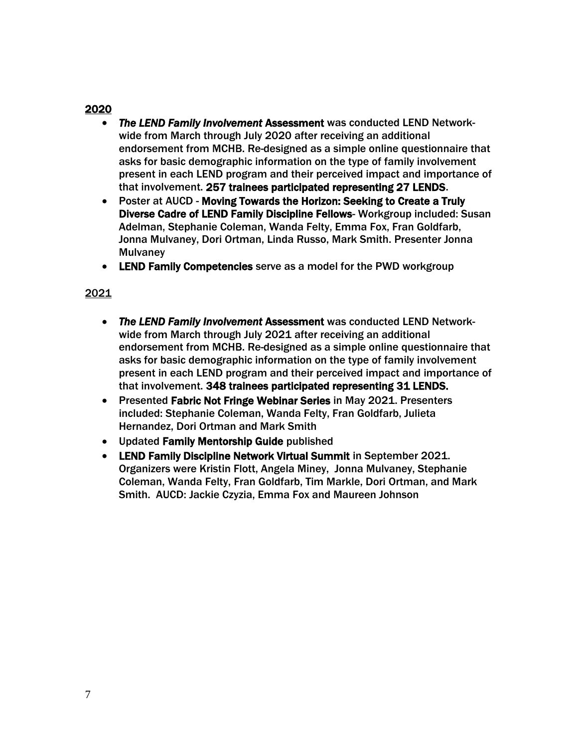## 2020

- ***The LEND Family Involvement* Assessment** was conducted LEND Network-wide from March through July 2020 after receiving an additional endorsement from MCHB. Re-designed as a simple online questionnaire that asks for basic demographic information on the type of family involvement present in each LEND program and their perceived impact and importance of that involvement. **257 trainees participated representing 27 LENDS**.
- Poster at AUCD - **Moving Towards the Horizon: Seeking to Create a Truly Diverse Cadre of LEND Family Discipline Fellows**- Workgroup included: Susan Adelman, Stephanie Coleman, Wanda Felty, Emma Fox, Fran Goldfarb, Jonna Mulvaney, Dori Ortman, Linda Russo, Mark Smith. Presenter Jonna Mulvaney
- **LEND Family Competencies** serve as a model for the PWD workgroup

## 2021

- ***The LEND Family Involvement* Assessment** was conducted LEND Network-wide from March through July 2021 after receiving an additional endorsement from MCHB. Re-designed as a simple online questionnaire that asks for basic demographic information on the type of family involvement present in each LEND program and their perceived impact and importance of that involvement. **348 trainees participated representing 31 LENDS.**
- Presented **Fabric Not Fringe Webinar Series** in May 2021. Presenters included: Stephanie Coleman, Wanda Felty, Fran Goldfarb, Julieta Hernandez, Dori Ortman and Mark Smith
- Updated **Family Mentorship Guide** published
- **LEND Family Discipline Network Virtual Summit** in September 2021. Organizers were Kristin Flott, Angela Miney, Jonna Mulvaney, Stephanie Coleman, Wanda Felty, Fran Goldfarb, Tim Markle, Dori Ortman, and Mark Smith. AUCD: Jackie Czyzia, Emma Fox and Maureen Johnson